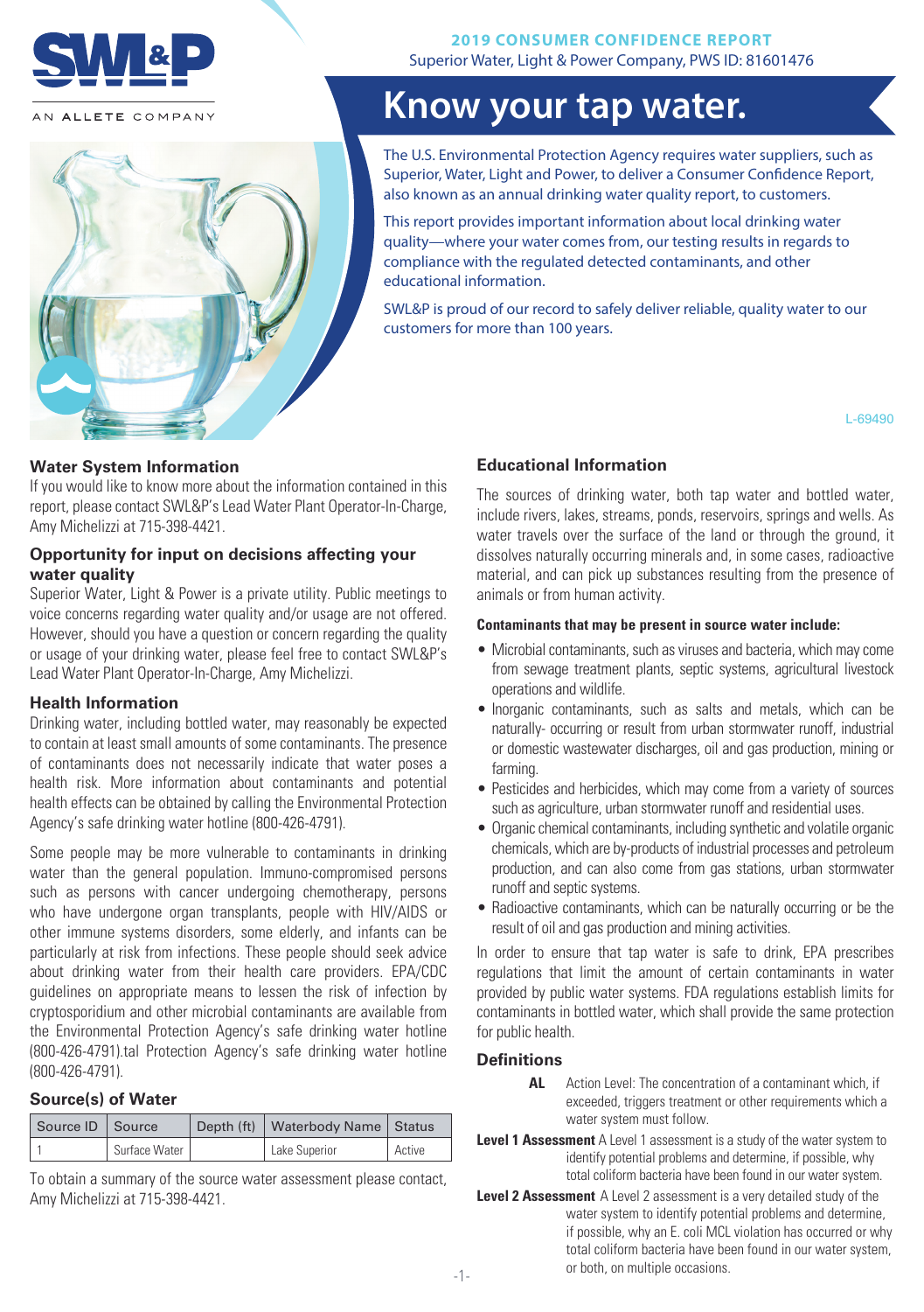**2019 CONSUMER CONFIDENCE REPORT**
Superior Water, Light & Power Company, PWS ID: 81601476

# Know your tap water.

The U.S. Environmental Protection Agency requires water suppliers, such as Superior, Water, Light and Power, to deliver a Consumer Confidence Report, also known as an annual drinking water quality report, to customers.

This report provides important information about local drinking water quality—where your water comes from, our testing results in regards to compliance with the regulated detected contaminants, and other educational information.

SWL&P is proud of our record to safely deliver reliable, quality water to our customers for more than 100 years.

L-69490

## Water System Information

If you would like to know more about the information contained in this report, please contact SWL&P's Lead Water Plant Operator-In-Charge, Amy Michelizzi at 715-398-4421.

## Opportunity for input on decisions affecting your water quality

Superior Water, Light & Power is a private utility. Public meetings to voice concerns regarding water quality and/or usage are not offered. However, should you have a question or concern regarding the quality or usage of your drinking water, please feel free to contact SWL&P's Lead Water Plant Operator-In-Charge, Amy Michelizzi.

## Health Information

Drinking water, including bottled water, may reasonably be expected to contain at least small amounts of some contaminants. The presence of contaminants does not necessarily indicate that water poses a health risk. More information about contaminants and potential health effects can be obtained by calling the Environmental Protection Agency's safe drinking water hotline (800-426-4791).

Some people may be more vulnerable to contaminants in drinking water than the general population. Immuno-compromised persons such as persons with cancer undergoing chemotherapy, persons who have undergone organ transplants, people with HIV/AIDS or other immune systems disorders, some elderly, and infants can be particularly at risk from infections. These people should seek advice about drinking water from their health care providers. EPA/CDC guidelines on appropriate means to lessen the risk of infection by cryptosporidium and other microbial contaminants are available from the Environmental Protection Agency's safe drinking water hotline (800-426-4791).tal Protection Agency's safe drinking water hotline (800-426-4791).

## Source(s) of Water

| Source ID | Source | Depth (ft) | Waterbody Name | Status |
|---|---|---|---|---|
| 1 | Surface Water | | Lake Superior | Active |

To obtain a summary of the source water assessment please contact, Amy Michelizzi at 715-398-4421.

## Educational Information

The sources of drinking water, both tap water and bottled water, include rivers, lakes, streams, ponds, reservoirs, springs and wells. As water travels over the surface of the land or through the ground, it dissolves naturally occurring minerals and, in some cases, radioactive material, and can pick up substances resulting from the presence of animals or from human activity.

**Contaminants that may be present in source water include:**

- Microbial contaminants, such as viruses and bacteria, which may come from sewage treatment plants, septic systems, agricultural livestock operations and wildlife.
- Inorganic contaminants, such as salts and metals, which can be naturally- occurring or result from urban stormwater runoff, industrial or domestic wastewater discharges, oil and gas production, mining or farming.
- Pesticides and herbicides, which may come from a variety of sources such as agriculture, urban stormwater runoff and residential uses.
- Organic chemical contaminants, including synthetic and volatile organic chemicals, which are by-products of industrial processes and petroleum production, and can also come from gas stations, urban stormwater runoff and septic systems.
- Radioactive contaminants, which can be naturally occurring or be the result of oil and gas production and mining activities.

In order to ensure that tap water is safe to drink, EPA prescribes regulations that limit the amount of certain contaminants in water provided by public water systems. FDA regulations establish limits for contaminants in bottled water, which shall provide the same protection for public health.

## Definitions

**AL** Action Level: The concentration of a contaminant which, if exceeded, triggers treatment or other requirements which a water system must follow.

**Level 1 Assessment** A Level 1 assessment is a study of the water system to identify potential problems and determine, if possible, why total coliform bacteria have been found in our water system.

**Level 2 Assessment** A Level 2 assessment is a very detailed study of the water system to identify potential problems and determine, if possible, why an E. coli MCL violation has occurred or why total coliform bacteria have been found in our water system, or both, on multiple occasions.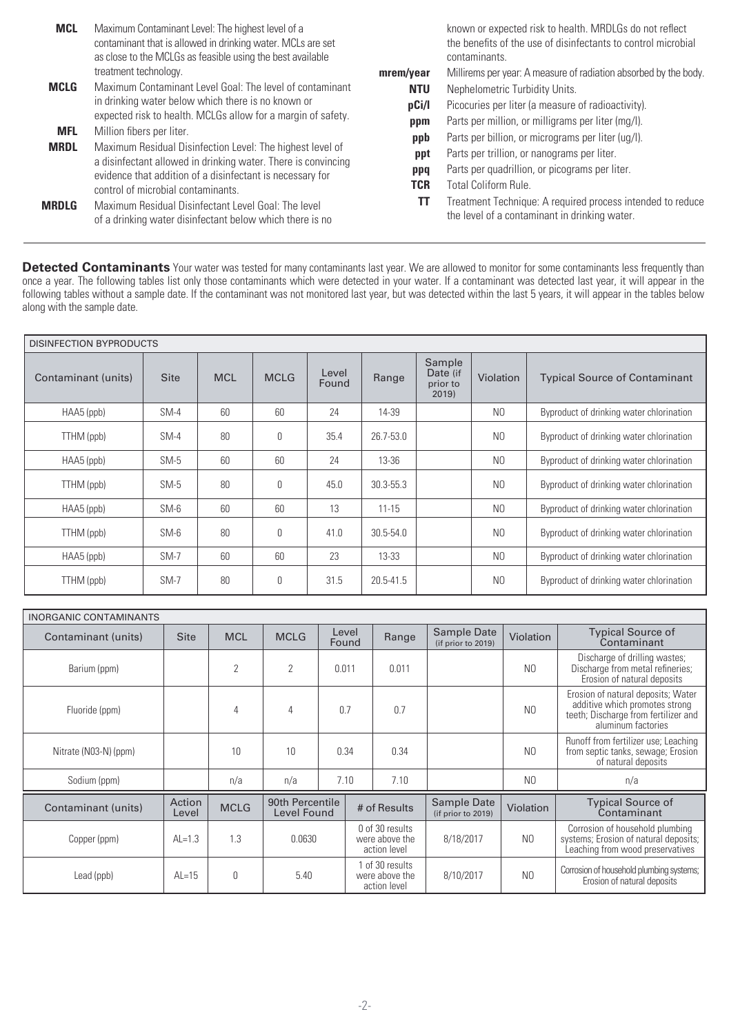**MCL** Maximum Contaminant Level: The highest level of a contaminant that is allowed in drinking water. MCLs are set as close to the MCLGs as feasible using the best available treatment technology.

**MCLG** Maximum Contaminant Level Goal: The level of contaminant in drinking water below which there is no known or expected risk to health. MCLGs allow for a margin of safety.

**MFL** Million fibers per liter.

**MRDL** Maximum Residual Disinfection Level: The highest level of a disinfectant allowed in drinking water. There is convincing evidence that addition of a disinfectant is necessary for control of microbial contaminants.

**MRDLG** Maximum Residual Disinfectant Level Goal: The level of a drinking water disinfectant below which there is no known or expected risk to health. MRDLGs do not reflect the benefits of the use of disinfectants to control microbial contaminants.

**mrem/year** Millirems per year: A measure of radiation absorbed by the body.

**NTU** Nephelometric Turbidity Units.

**pCi/l** Picocuries per liter (a measure of radioactivity).

**ppm** Parts per million, or milligrams per liter (mg/l).

**ppb** Parts per billion, or micrograms per liter (ug/l).

**ppt** Parts per trillion, or nanograms per liter.

**ppq** Parts per quadrillion, or picograms per liter.

**TCR** Total Coliform Rule.

**TT** Treatment Technique: A required process intended to reduce the level of a contaminant in drinking water.

**Detected Contaminants** Your water was tested for many contaminants last year. We are allowed to monitor for some contaminants less frequently than once a year. The following tables list only those contaminants which were detected in your water. If a contaminant was detected last year, it will appear in the following tables without a sample date. If the contaminant was not monitored last year, but was detected within the last 5 years, it will appear in the tables below along with the sample date.

| DISINFECTION BYPRODUCTS | | | | | | | | |
|---|---|---|---|---|---|---|---|---|
| Contaminant (units) | Site | MCL | MCLG | Level Found | Range | Sample Date (if prior to 2019) | Violation | Typical Source of Contaminant |
| HAA5 (ppb) | SM-4 | 60 | 60 | 24 | 14-39 | | NO | Byproduct of drinking water chlorination |
| TTHM (ppb) | SM-4 | 80 | 0 | 35.4 | 26.7-53.0 | | NO | Byproduct of drinking water chlorination |
| HAA5 (ppb) | SM-5 | 60 | 60 | 24 | 13-36 | | NO | Byproduct of drinking water chlorination |
| TTHM (ppb) | SM-5 | 80 | 0 | 45.0 | 30.3-55.3 | | NO | Byproduct of drinking water chlorination |
| HAA5 (ppb) | SM-6 | 60 | 60 | 13 | 11-15 | | NO | Byproduct of drinking water chlorination |
| TTHM (ppb) | SM-6 | 80 | 0 | 41.0 | 30.5-54.0 | | NO | Byproduct of drinking water chlorination |
| HAA5 (ppb) | SM-7 | 60 | 60 | 23 | 13-33 | | NO | Byproduct of drinking water chlorination |
| TTHM (ppb) | SM-7 | 80 | 0 | 31.5 | 20.5-41.5 | | NO | Byproduct of drinking water chlorination |

| INORGANIC CONTAMINANTS | | | | | | | | |
|---|---|---|---|---|---|---|---|---|
| Contaminant (units) | Site | MCL | MCLG | Level Found | Range | Sample Date (if prior to 2019) | Violation | Typical Source of Contaminant |
| Barium (ppm) | | 2 | 2 | 0.011 | 0.011 | | NO | Discharge of drilling wastes; Discharge from metal refineries; Erosion of natural deposits |
| Fluoride (ppm) | | 4 | 4 | 0.7 | 0.7 | | NO | Erosion of natural deposits; Water additive which promotes strong teeth; Discharge from fertilizer and aluminum factories |
| Nitrate (NO3-N) (ppm) | | 10 | 10 | 0.34 | 0.34 | | NO | Runoff from fertilizer use; Leaching from septic tanks, sewage; Erosion of natural deposits |
| Sodium (ppm) | | n/a | n/a | 7.10 | 7.10 | | NO | n/a |

| Contaminant (units) | Action Level | MCLG | 90th Percentile Level Found | # of Results | Sample Date (if prior to 2019) | Violation | Typical Source of Contaminant |
|---|---|---|---|---|---|---|---|
| Copper (ppm) | AL=1.3 | 1.3 | 0.0630 | 0 of 30 results were above the action level | 8/18/2017 | NO | Corrosion of household plumbing systems; Erosion of natural deposits; Leaching from wood preservatives |
| Lead (ppb) | AL=15 | 0 | 5.40 | 1 of 30 results were above the action level | 8/10/2017 | NO | Corrosion of household plumbing systems; Erosion of natural deposits |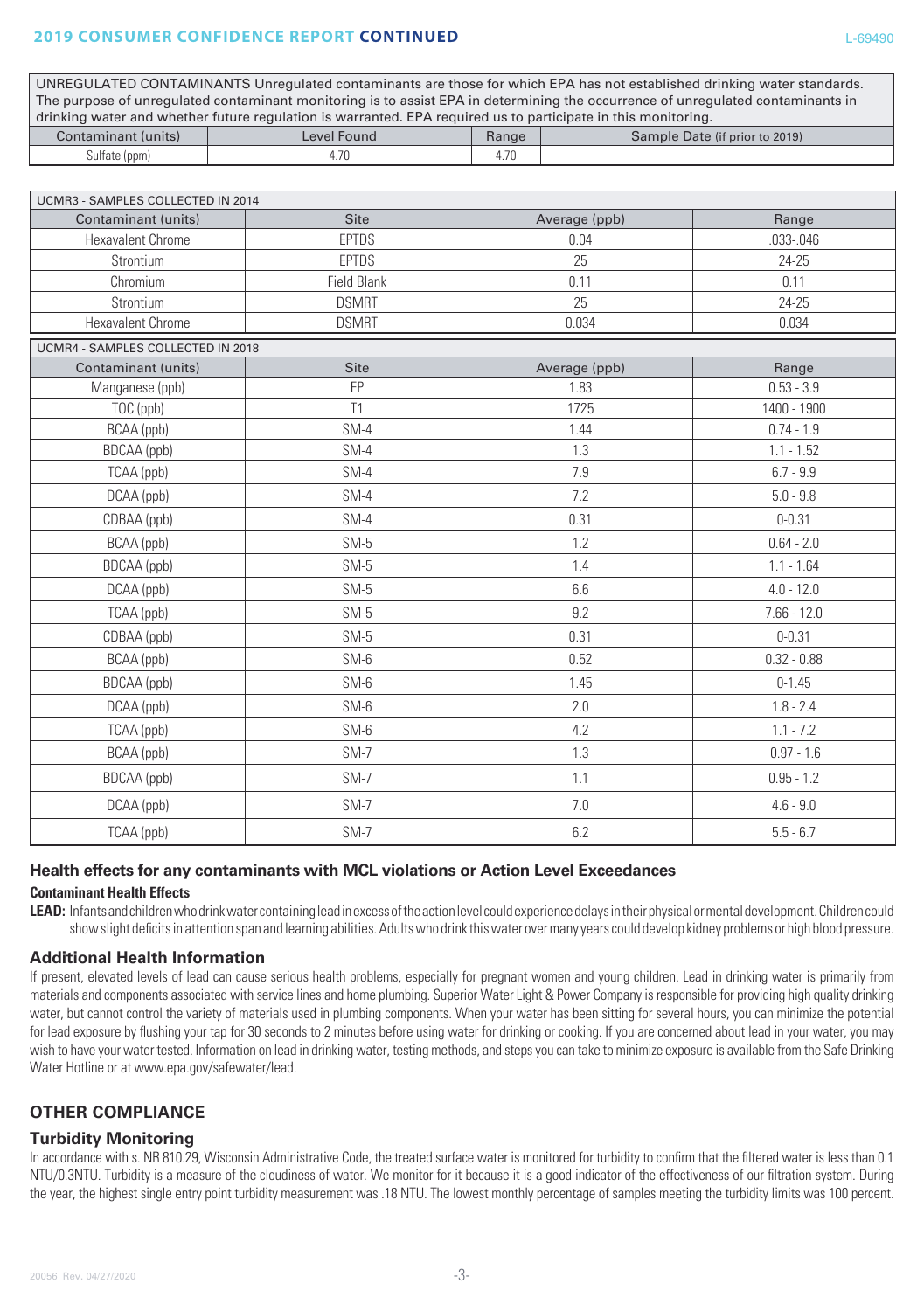| UNREGULATED CONTAMINANTS Unregulated contaminants are those for which EPA has not established drinking water standards. The purpose of unregulated contaminant monitoring is to assist EPA in determining the occurrence of unregulated contaminants in drinking water and whether future regulation is warranted. EPA required us to participate in this monitoring. | | | |
|---|---|---|---|
| Contaminant (units) | Level Found | Range | Sample Date (if prior to 2019) |
| Sulfate (ppm) | 4.70 | 4.70 | |

| UCMR3 - SAMPLES COLLECTED IN 2014 | | | |
|---|---|---|---|
| Contaminant (units) | Site | Average (ppb) | Range |
| Hexavalent Chrome | EPTDS | 0.04 | .033-.046 |
| Strontium | EPTDS | 25 | 24-25 |
| Chromium | Field Blank | 0.11 | 0.11 |
| Strontium | DSMRT | 25 | 24-25 |
| Hexavalent Chrome | DSMRT | 0.034 | 0.034 |

| UCMR4 - SAMPLES COLLECTED IN 2018 | | | |
|---|---|---|---|
| Contaminant (units) | Site | Average (ppb) | Range |
| Manganese (ppb) | EP | 1.83 | 0.53 - 3.9 |
| TOC (ppb) | T1 | 1725 | 1400 - 1900 |
| BCAA (ppb) | SM-4 | 1.44 | 0.74 - 1.9 |
| BDCAA (ppb) | SM-4 | 1.3 | 1.1 - 1.52 |
| TCAA (ppb) | SM-4 | 7.9 | 6.7 - 9.9 |
| DCAA (ppb) | SM-4 | 7.2 | 5.0 - 9.8 |
| CDBAA (ppb) | SM-4 | 0.31 | 0-0.31 |
| BCAA (ppb) | SM-5 | 1.2 | 0.64 - 2.0 |
| BDCAA (ppb) | SM-5 | 1.4 | 1.1 - 1.64 |
| DCAA (ppb) | SM-5 | 6.6 | 4.0 - 12.0 |
| TCAA (ppb) | SM-5 | 9.2 | 7.66 - 12.0 |
| CDBAA (ppb) | SM-5 | 0.31 | 0-0.31 |
| BCAA (ppb) | SM-6 | 0.52 | 0.32 - 0.88 |
| BDCAA (ppb) | SM-6 | 1.45 | 0-1.45 |
| DCAA (ppb) | SM-6 | 2.0 | 1.8 - 2.4 |
| TCAA (ppb) | SM-6 | 4.2 | 1.1 - 7.2 |
| BCAA (ppb) | SM-7 | 1.3 | 0.97 - 1.6 |
| BDCAA (ppb) | SM-7 | 1.1 | 0.95 - 1.2 |
| DCAA (ppb) | SM-7 | 7.0 | 4.6 - 9.0 |
| TCAA (ppb) | SM-7 | 6.2 | 5.5 - 6.7 |

## Health effects for any contaminants with MCL violations or Action Level Exceedances

**Contaminant Health Effects**

**LEAD:** Infants and children who drink water containing lead in excess of the action level could experience delays in their physical or mental development. Children could show slight deficits in attention span and learning abilities. Adults who drink this water over many years could develop kidney problems or high blood pressure.

## Additional Health Information

If present, elevated levels of lead can cause serious health problems, especially for pregnant women and young children. Lead in drinking water is primarily from materials and components associated with service lines and home plumbing. Superior Water Light & Power Company is responsible for providing high quality drinking water, but cannot control the variety of materials used in plumbing components. When your water has been sitting for several hours, you can minimize the potential for lead exposure by flushing your tap for 30 seconds to 2 minutes before using water for drinking or cooking. If you are concerned about lead in your water, you may wish to have your water tested. Information on lead in drinking water, testing methods, and steps you can take to minimize exposure is available from the Safe Drinking Water Hotline or at www.epa.gov/safewater/lead.

## OTHER COMPLIANCE

### Turbidity Monitoring

In accordance with s. NR 810.29, Wisconsin Administrative Code, the treated surface water is monitored for turbidity to confirm that the filtered water is less than 0.1 NTU/0.3NTU. Turbidity is a measure of the cloudiness of water. We monitor for it because it is a good indicator of the effectiveness of our filtration system. During the year, the highest single entry point turbidity measurement was .18 NTU. The lowest monthly percentage of samples meeting the turbidity limits was 100 percent.